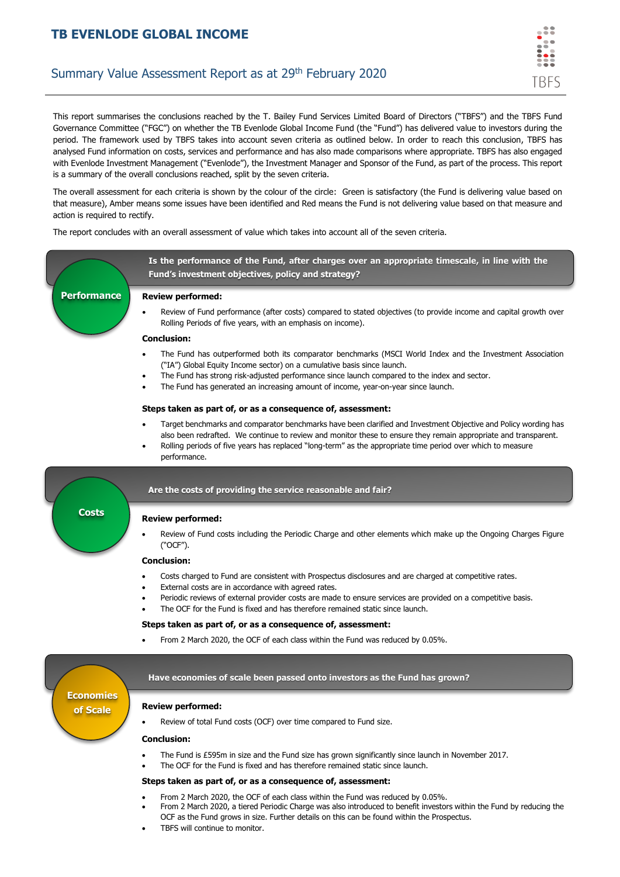# TB EVENLODE GLOBAL INCOME

## Summary Value Assessment Report as at 29th February 2020

This report summarises the conclusions reached by the T. Bailey Fund Services Limited Board of Directors ("TBFS") and the TBFS Fund Governance Committee ("FGC") on whether the TB Evenlode Global Income Fund (the "Fund") has delivered value to investors during the period. The framework used by TBFS takes into account seven criteria as outlined below. In order to reach this conclusion, TBFS has analysed Fund information on costs, services and performance and has also made comparisons where appropriate. TBFS has also engaged with Evenlode Investment Management ("Evenlode"), the Investment Manager and Sponsor of the Fund, as part of the process. This report is a summary of the overall conclusions reached, split by the seven criteria.

The overall assessment for each criteria is shown by the colour of the circle: Green is satisfactory (the Fund is delivering value based on that measure), Amber means some issues have been identified and Red means the Fund is not delivering value based on that measure and action is required to rectify.

The report concludes with an overall assessment of value which takes into account all of the seven criteria.

### Performance

**Is the performance of the Fund, after charges over an appropriate timescale, in line with the Fund's investment objectives, policy and strategy?**

**Review performed:**

- Review of Fund performance (after costs) compared to stated objectives (to provide income and capital growth over Rolling Periods of five years, with an emphasis on income).

**Conclusion:**

- The Fund has outperformed both its comparator benchmarks (MSCI World Index and the Investment Association ("IA") Global Equity Income sector) on a cumulative basis since launch.
- The Fund has strong risk-adjusted performance since launch compared to the index and sector.
- The Fund has generated an increasing amount of income, year-on-year since launch.

**Steps taken as part of, or as a consequence of, assessment:**

- Target benchmarks and comparator benchmarks have been clarified and Investment Objective and Policy wording has also been redrafted. We continue to review and monitor these to ensure they remain appropriate and transparent.
- Rolling periods of five years has replaced "long-term" as the appropriate time period over which to measure performance.

### Costs

**Are the costs of providing the service reasonable and fair?**

**Review performed:**

- Review of Fund costs including the Periodic Charge and other elements which make up the Ongoing Charges Figure ("OCF").

**Conclusion:**

- Costs charged to Fund are consistent with Prospectus disclosures and are charged at competitive rates.
- External costs are in accordance with agreed rates.
- Periodic reviews of external provider costs are made to ensure services are provided on a competitive basis.
- The OCF for the Fund is fixed and has therefore remained static since launch.

**Steps taken as part of, or as a consequence of, assessment:**

- From 2 March 2020, the OCF of each class within the Fund was reduced by 0.05%.

### Economies of Scale

**Have economies of scale been passed onto investors as the Fund has grown?**

**Review performed:**

- Review of total Fund costs (OCF) over time compared to Fund size.

**Conclusion:**

- The Fund is £595m in size and the Fund size has grown significantly since launch in November 2017.
- The OCF for the Fund is fixed and has therefore remained static since launch.

**Steps taken as part of, or as a consequence of, assessment:**

- From 2 March 2020, the OCF of each class within the Fund was reduced by 0.05%.
- From 2 March 2020, a tiered Periodic Charge was also introduced to benefit investors within the Fund by reducing the OCF as the Fund grows in size. Further details on this can be found within the Prospectus.
- TBFS will continue to monitor.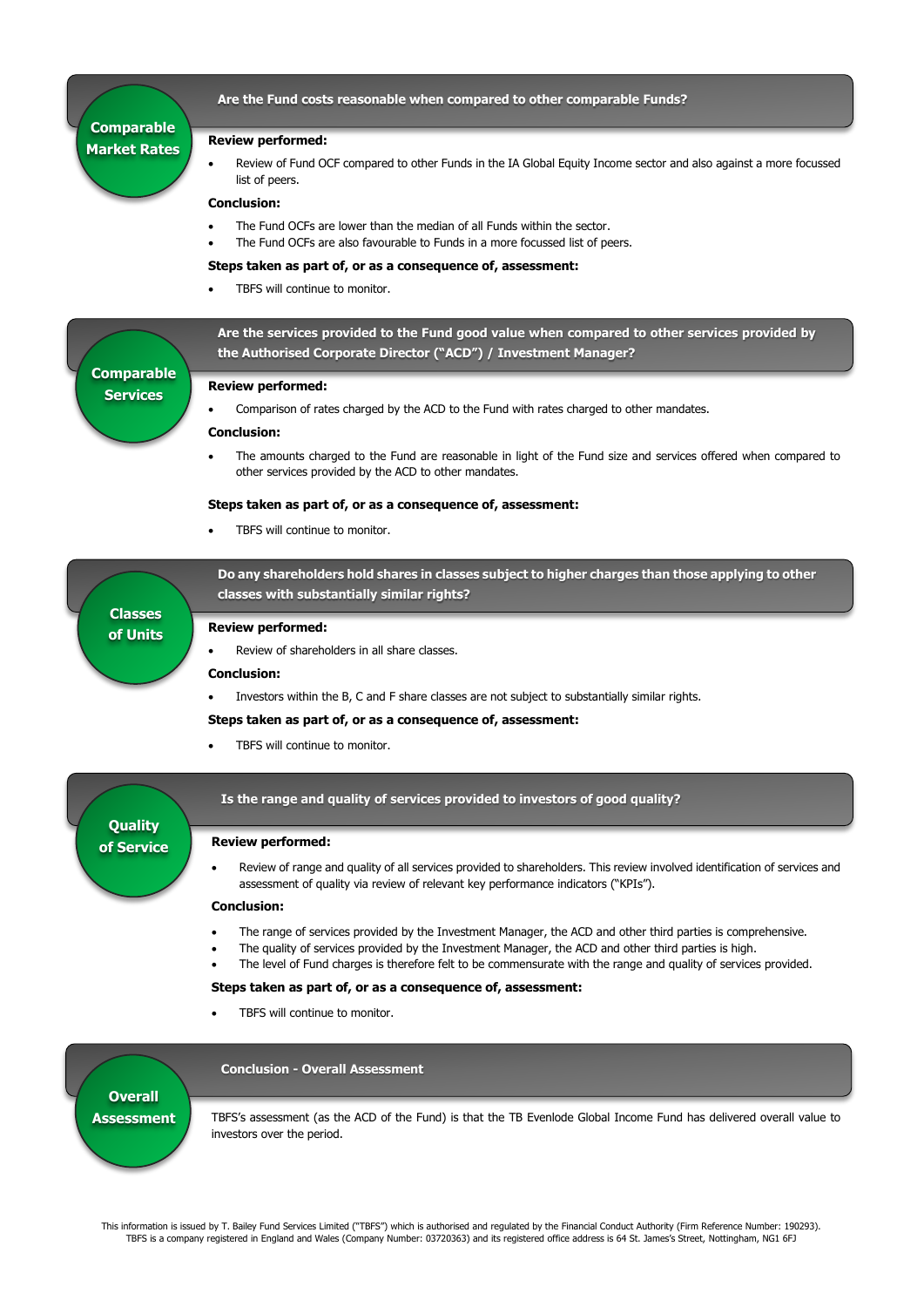## Comparable Market Rates

**Are the Fund costs reasonable when compared to other comparable Funds?**

**Review performed:**

- Review of Fund OCF compared to other Funds in the IA Global Equity Income sector and also against a more focussed list of peers.

**Conclusion:**

- The Fund OCFs are lower than the median of all Funds within the sector.
- The Fund OCFs are also favourable to Funds in a more focussed list of peers.

**Steps taken as part of, or as a consequence of, assessment:**

- TBFS will continue to monitor.

## Comparable Services

**Are the services provided to the Fund good value when compared to other services provided by the Authorised Corporate Director ("ACD") / Investment Manager?**

**Review performed:**

- Comparison of rates charged by the ACD to the Fund with rates charged to other mandates.

**Conclusion:**

- The amounts charged to the Fund are reasonable in light of the Fund size and services offered when compared to other services provided by the ACD to other mandates.

**Steps taken as part of, or as a consequence of, assessment:**

- TBFS will continue to monitor.

## Classes of Units

**Do any shareholders hold shares in classes subject to higher charges than those applying to other classes with substantially similar rights?**

**Review performed:**

- Review of shareholders in all share classes.

**Conclusion:**

- Investors within the B, C and F share classes are not subject to substantially similar rights.

**Steps taken as part of, or as a consequence of, assessment:**

- TBFS will continue to monitor.

## Quality of Service

**Is the range and quality of services provided to investors of good quality?**

**Review performed:**

- Review of range and quality of all services provided to shareholders. This review involved identification of services and assessment of quality via review of relevant key performance indicators ("KPIs").

**Conclusion:**

- The range of services provided by the Investment Manager, the ACD and other third parties is comprehensive.
- The quality of services provided by the Investment Manager, the ACD and other third parties is high.
- The level of Fund charges is therefore felt to be commensurate with the range and quality of services provided.

**Steps taken as part of, or as a consequence of, assessment:**

- TBFS will continue to monitor.

## Overall Assessment

**Conclusion - Overall Assessment**

TBFS's assessment (as the ACD of the Fund) is that the TB Evenlode Global Income Fund has delivered overall value to investors over the period.

This information is issued by T. Bailey Fund Services Limited ("TBFS") which is authorised and regulated by the Financial Conduct Authority (Firm Reference Number: 190293). TBFS is a company registered in England and Wales (Company Number: 03720363) and its registered office address is 64 St. James's Street, Nottingham, NG1 6FJ